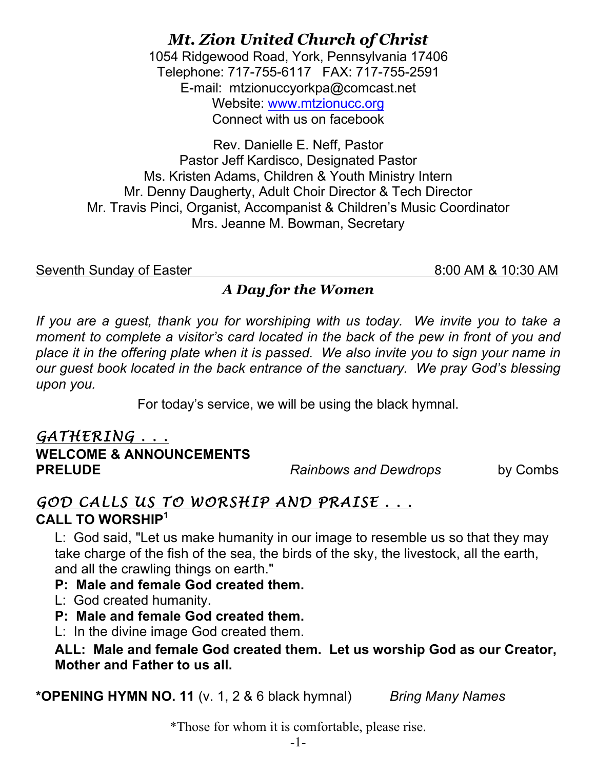# *Mt. Zion United Church of Christ*

1054 Ridgewood Road, York, Pennsylvania 17406
Telephone: 717-755-6117 FAX: 717-755-2591
E-mail: mtzionuccyorkpa@comcast.net
Website: www.mtzionucc.org
Connect with us on facebook

Rev. Danielle E. Neff, Pastor
Pastor Jeff Kardisco, Designated Pastor
Ms. Kristen Adams, Children & Youth Ministry Intern
Mr. Denny Daugherty, Adult Choir Director & Tech Director
Mr. Travis Pinci, Organist, Accompanist & Children's Music Coordinator
Mrs. Jeanne M. Bowman, Secretary

Seventh Sunday of Easter 8:00 AM & 10:30 AM

***A Day for the Women***

*If you are a guest, thank you for worshiping with us today. We invite you to take a moment to complete a visitor's card located in the back of the pew in front of you and place it in the offering plate when it is passed. We also invite you to sign your name in our guest book located in the back entrance of the sanctuary. We pray God's blessing upon you.*

For today's service, we will be using the black hymnal.

## *GATHERING . . .*

**WELCOME & ANNOUNCEMENTS**

**PRELUDE** *Rainbows and Dewdrops* by Combs

## *GOD CALLS US TO WORSHIP AND PRAISE . . .*

**CALL TO WORSHIP**[1]

L: God said, "Let us make humanity in our image to resemble us so that they may take charge of the fish of the sea, the birds of the sky, the livestock, all the earth, and all the crawling things on earth."

**P: Male and female God created them.**

L: God created humanity.

**P: Male and female God created them.**

L: In the divine image God created them.

**ALL: Male and female God created them. Let us worship God as our Creator, Mother and Father to us all.**

***OPENING HYMN NO. 11** (v. 1, 2 & 6 black hymnal) *Bring Many Names*

*Those for whom it is comfortable, please rise.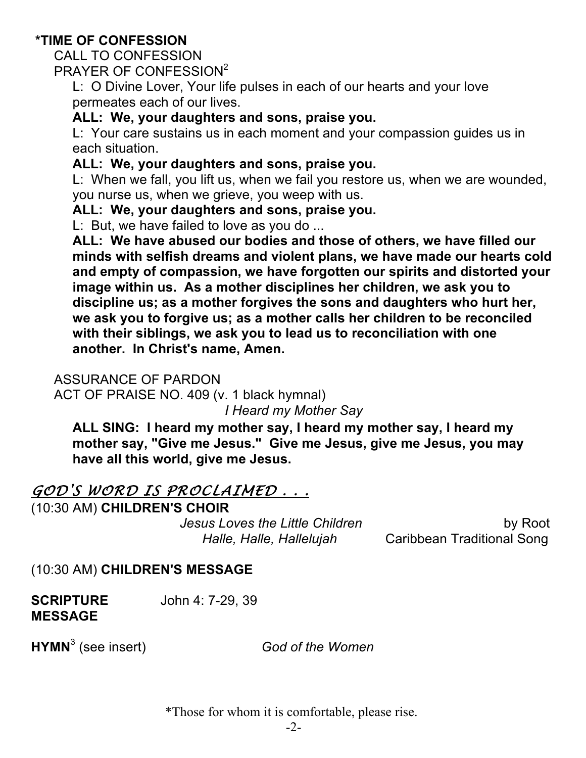**\*TIME OF CONFESSION**

CALL TO CONFESSION

PRAYER OF CONFESSION[2]

L: O Divine Lover, Your life pulses in each of our hearts and your love permeates each of our lives.

**ALL: We, your daughters and sons, praise you.**

L: Your care sustains us in each moment and your compassion guides us in each situation.

**ALL: We, your daughters and sons, praise you.**

L: When we fall, you lift us, when we fail you restore us, when we are wounded, you nurse us, when we grieve, you weep with us.

**ALL: We, your daughters and sons, praise you.**

L: But, we have failed to love as you do ...

**ALL: We have abused our bodies and those of others, we have filled our minds with selfish dreams and violent plans, we have made our hearts cold and empty of compassion, we have forgotten our spirits and distorted your image within us. As a mother disciplines her children, we ask you to discipline us; as a mother forgives the sons and daughters who hurt her, we ask you to forgive us; as a mother calls her children to be reconciled with their siblings, we ask you to lead us to reconciliation with one another. In Christ's name, Amen.**

ASSURANCE OF PARDON

ACT OF PRAISE NO. 409 (v. 1 black hymnal)

*I Heard my Mother Say*

**ALL SING: I heard my mother say, I heard my mother say, I heard my mother say, "Give me Jesus." Give me Jesus, give me Jesus, you may have all this world, give me Jesus.**

## *GOD'S WORD IS PROCLAIMED . . .*

(10:30 AM) **CHILDREN'S CHOIR**

*Jesus Loves the Little Children* — by Root

*Halle, Halle, Hallelujah* — Caribbean Traditional Song

(10:30 AM) **CHILDREN'S MESSAGE**

**SCRIPTURE** John 4: 7-29, 39

**MESSAGE**

**HYMN**[3] (see insert) *God of the Women*

\*Those for whom it is comfortable, please rise.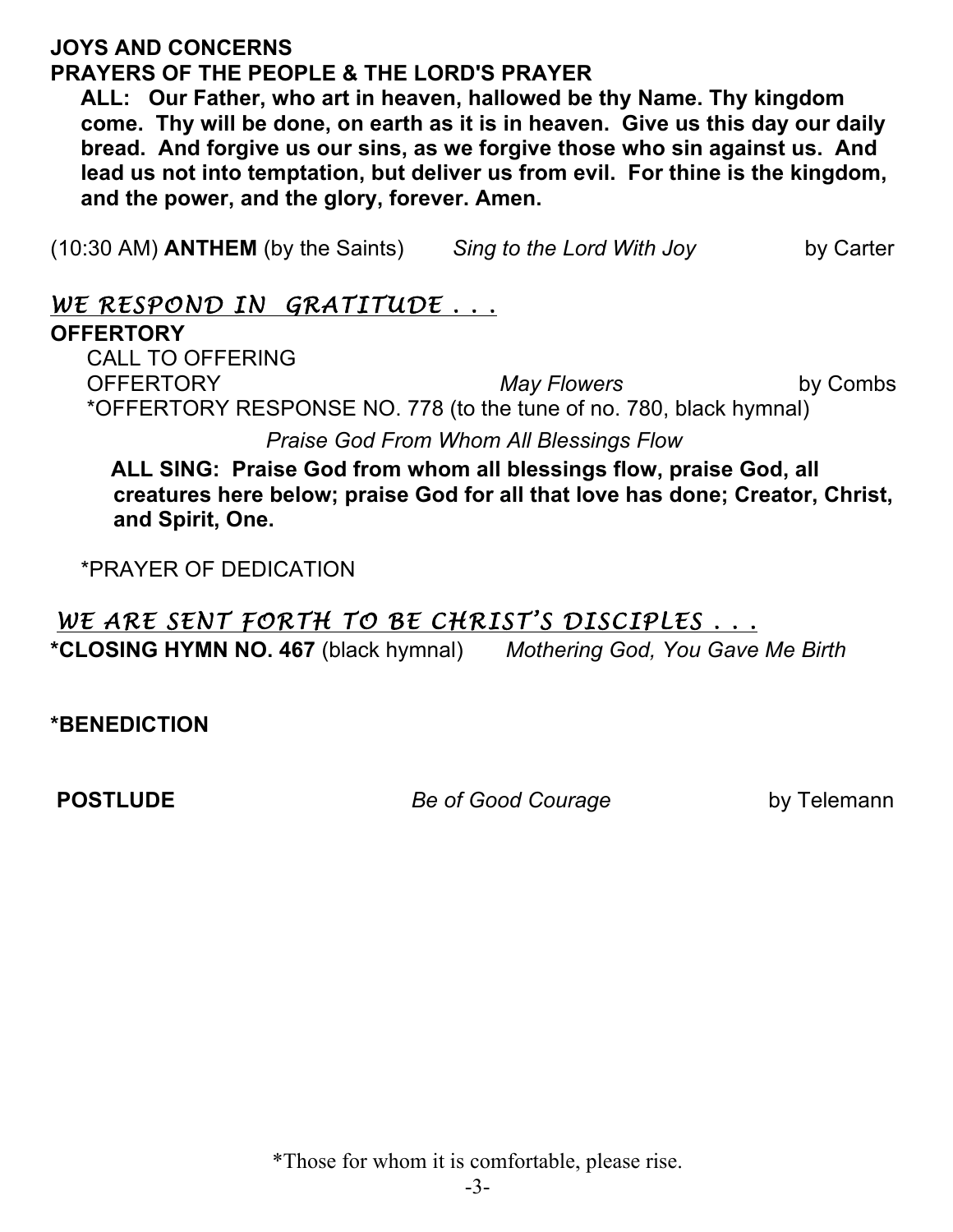**JOYS AND CONCERNS**

**PRAYERS OF THE PEOPLE & THE LORD'S PRAYER**

**ALL: Our Father, who art in heaven, hallowed be thy Name. Thy kingdom come. Thy will be done, on earth as it is in heaven. Give us this day our daily bread. And forgive us our sins, as we forgive those who sin against us. And lead us not into temptation, but deliver us from evil. For thine is the kingdom, and the power, and the glory, forever. Amen.**

(10:30 AM) **ANTHEM** (by the Saints) *Sing to the Lord With Joy* by Carter

## *WE RESPOND IN GRATITUDE . . .*

**OFFERTORY**

CALL TO OFFERING

OFFERTORY *May Flowers* by Combs

*OFFERTORY RESPONSE NO. 778 (to the tune of no. 780, black hymnal)

*Praise God From Whom All Blessings Flow*

**ALL SING: Praise God from whom all blessings flow, praise God, all creatures here below; praise God for all that love has done; Creator, Christ, and Spirit, One.**

*PRAYER OF DEDICATION

## *WE ARE SENT FORTH TO BE CHRIST'S DISCIPLES . . .*

**\*CLOSING HYMN NO. 467** (black hymnal) *Mothering God, You Gave Me Birth*

**\*BENEDICTION**

**POSTLUDE** *Be of Good Courage* by Telemann

*Those for whom it is comfortable, please rise.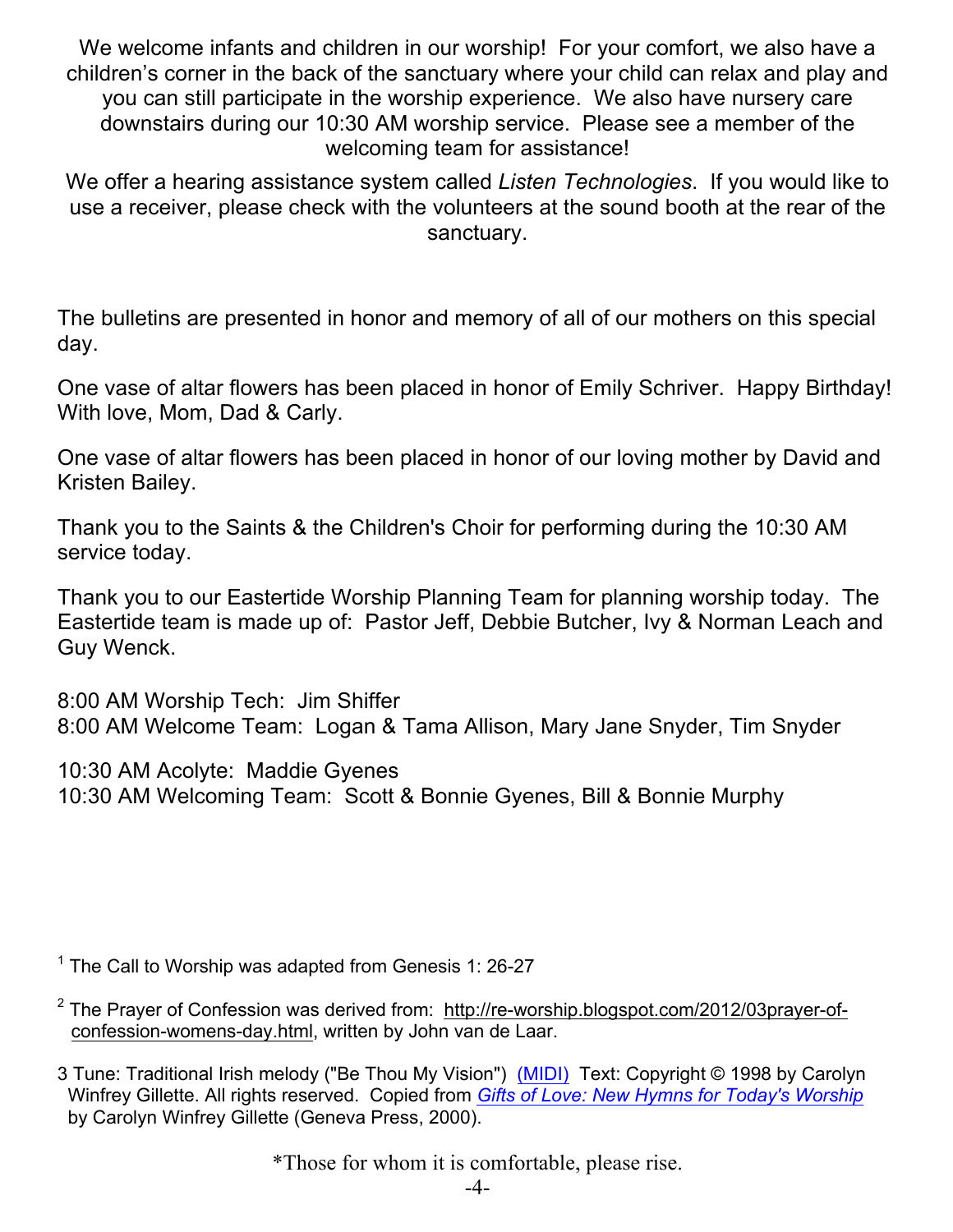We welcome infants and children in our worship! For your comfort, we also have a children's corner in the back of the sanctuary where your child can relax and play and you can still participate in the worship experience. We also have nursery care downstairs during our 10:30 AM worship service. Please see a member of the welcoming team for assistance!

We offer a hearing assistance system called *Listen Technologies*. If you would like to use a receiver, please check with the volunteers at the sound booth at the rear of the sanctuary.

The bulletins are presented in honor and memory of all of our mothers on this special day.

One vase of altar flowers has been placed in honor of Emily Schriver. Happy Birthday! With love, Mom, Dad & Carly.

One vase of altar flowers has been placed in honor of our loving mother by David and Kristen Bailey.

Thank you to the Saints & the Children's Choir for performing during the 10:30 AM service today.

Thank you to our Eastertide Worship Planning Team for planning worship today. The Eastertide team is made up of: Pastor Jeff, Debbie Butcher, Ivy & Norman Leach and Guy Wenck.

8:00 AM Worship Tech: Jim Shiffer
8:00 AM Welcome Team: Logan & Tama Allison, Mary Jane Snyder, Tim Snyder

10:30 AM Acolyte: Maddie Gyenes
10:30 AM Welcoming Team: Scott & Bonnie Gyenes, Bill & Bonnie Murphy

[1] The Call to Worship was adapted from Genesis 1: 26-27

[2] The Prayer of Confession was derived from: http://re-worship.blogspot.com/2012/03prayer-of-confession-womens-day.html, written by John van de Laar.

3 Tune: Traditional Irish melody ("Be Thou My Vision") (MIDI) Text: Copyright © 1998 by Carolyn Winfrey Gillette. All rights reserved. Copied from *Gifts of Love: New Hymns for Today's Worship* by Carolyn Winfrey Gillette (Geneva Press, 2000).

*Those for whom it is comfortable, please rise.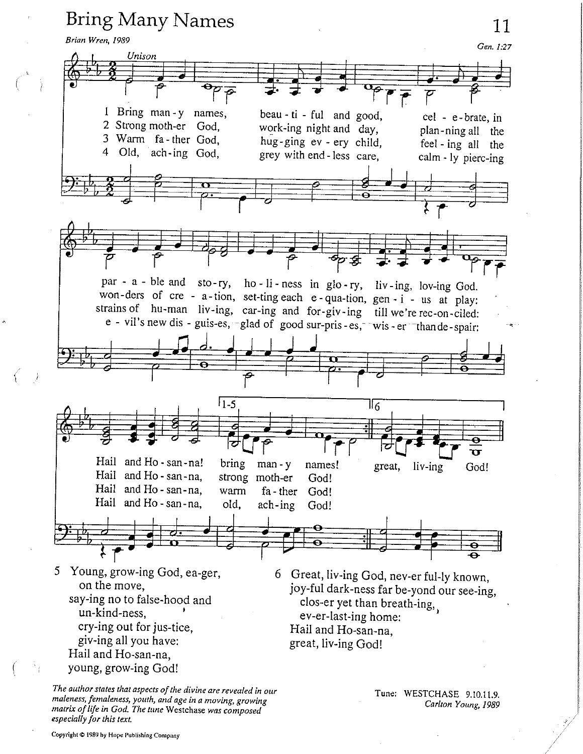# Bring Many Names

*Brian Wren, 1989*

Gen. 1:27

*Unison*

1 Bring many names, beautiful and good, celebrate, in parable and story, holiness in glory, living, loving God. Hail and Hosanna! bring many names!

2 Strong mother God, working night and day, planning all the wonders of creation, setting each equation, genius at play: Hail and Hosanna, strong mother God!

3 Warm father God, hugging every child, feeling all the strains of human living, caring and forgiving till we're reconciled: Hail and Hosanna, warm father God!

4 Old, aching God, grey with endless care, calmly piercing evil's new disguises, glad of good surprises, wiser than despair: Hail and Hosanna, old, aching God!

5 Young, growing God, eager, on the move,
saying no to falsehood and unkindness,
crying out for justice,
giving all you have:
Hail and Hosanna,
young, growing God!

6 Great, living God, never fully known,
joyful darkness far beyond our seeing,
closer yet than breathing,
everlasting home:
Hail and Hosanna,
great, living God!

*The author states that aspects of the divine are revealed in our maleness, femaleness, youth, and age in a moving, growing matrix of life in God. The tune* Westchase *was composed especially for this text.*

Tune: WESTCHASE 9.10.11.9.
*Carlton Young, 1989*

Copyright © 1989 by Hope Publishing Company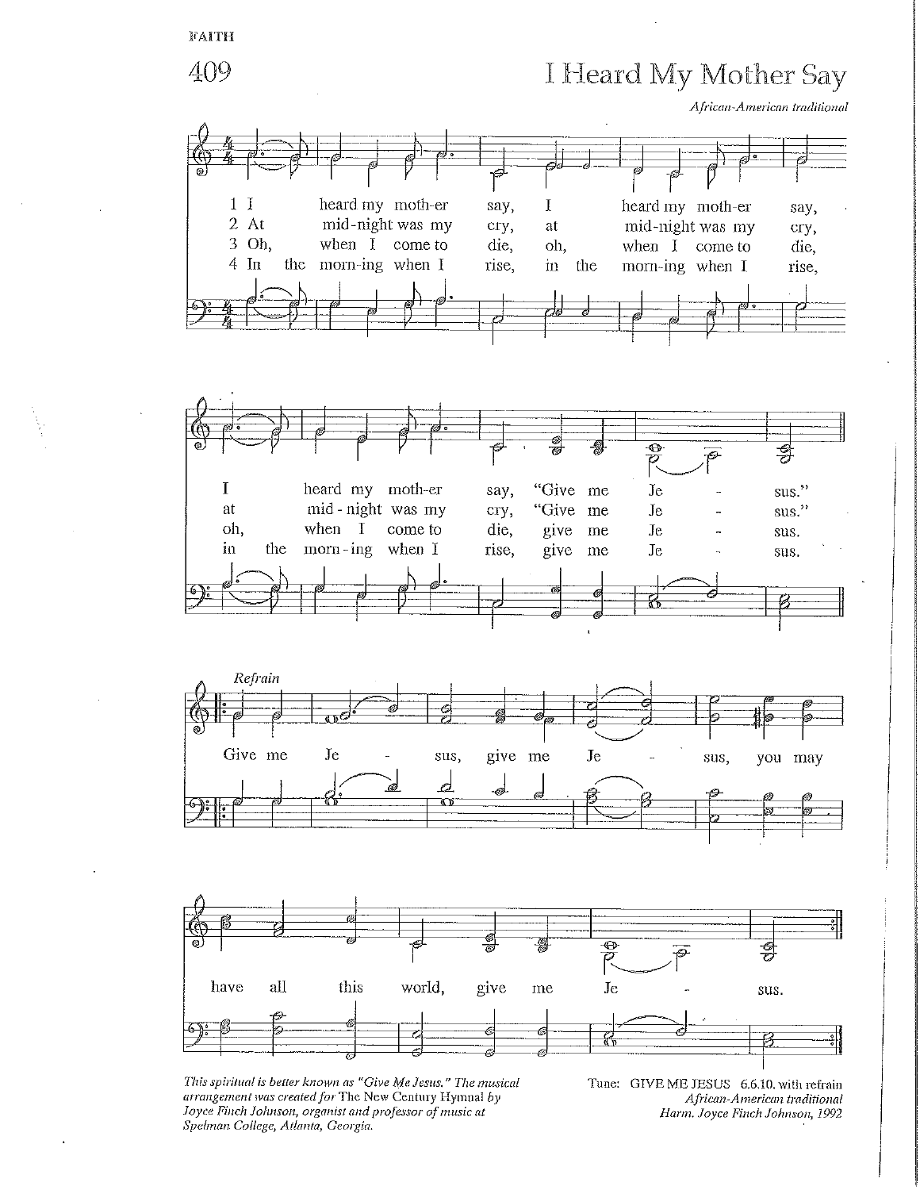FAITH

# 409 I Heard My Mother Say

*African-American traditional*

1 I heard my moth-er say, I heard my moth-er say, I heard my moth-er say, "Give me Je - sus."
2 At mid-night was my cry, at mid-night was my cry, at mid-night was my cry, "Give me Je - sus."
3 Oh, when I come to die, oh, when I come to die, oh, when I come to die, give me Je - sus.
4 In the morn-ing when I rise, in the morn-ing when I rise, in the morn-ing when I rise, give me Je - sus.

*Refrain*

Give me Je - sus, give me Je - sus, you may have all this world, give me Je - sus.

*This spiritual is better known as "Give Me Jesus." The musical arrangement was created for* The New Century Hymnal *by Joyce Finch Johnson, organist and professor of music at Spelman College, Atlanta, Georgia.*

Tune: GIVE ME JESUS 6.6.10. with refrain
*African-American traditional*
*Harm. Joyce Finch Johnson, 1992*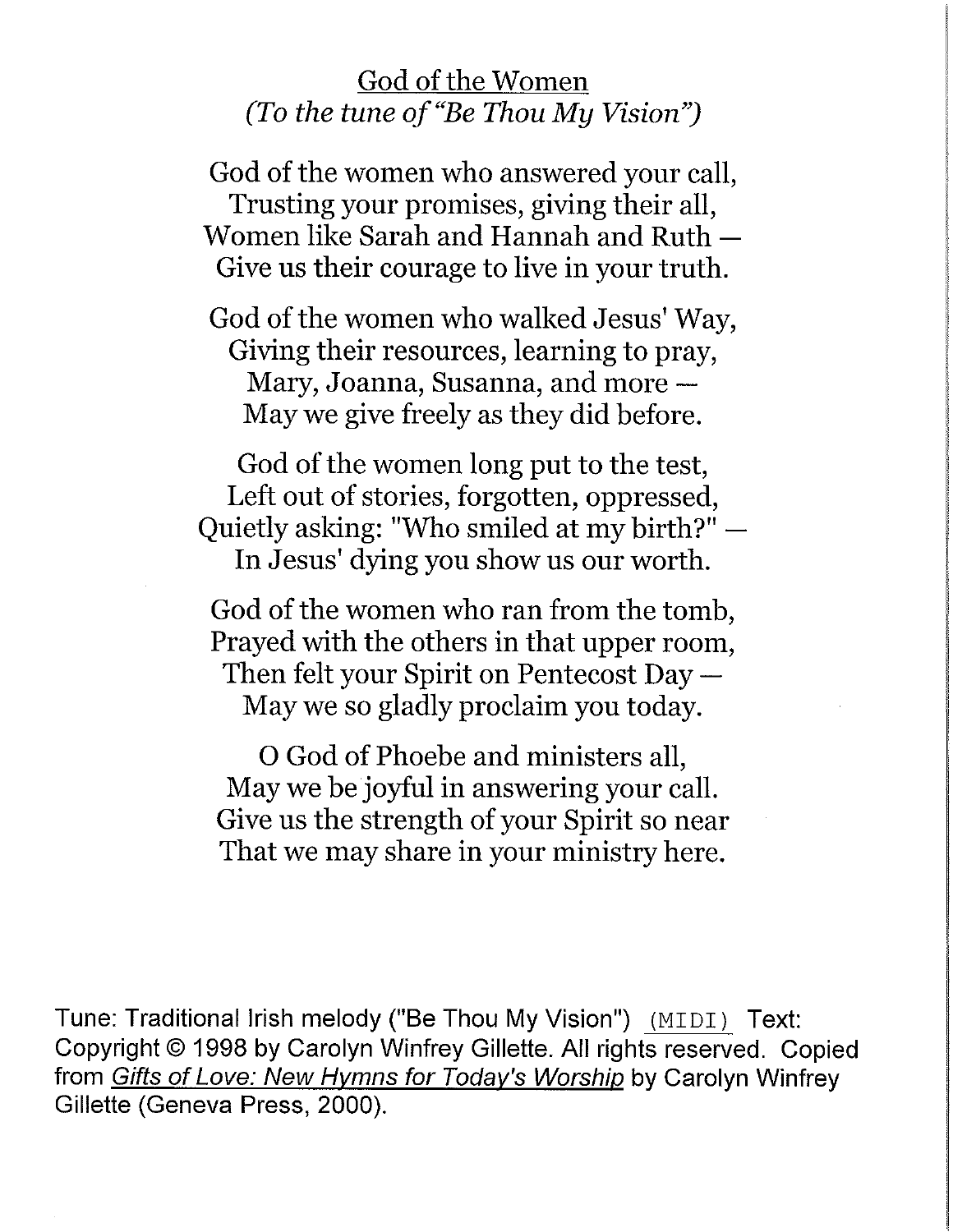# God of the Women

*(To the tune of "Be Thou My Vision")*

God of the women who answered your call,
Trusting your promises, giving their all,
Women like Sarah and Hannah and Ruth —
Give us their courage to live in your truth.

God of the women who walked Jesus' Way,
Giving their resources, learning to pray,
Mary, Joanna, Susanna, and more —
May we give freely as they did before.

God of the women long put to the test,
Left out of stories, forgotten, oppressed,
Quietly asking: "Who smiled at my birth?" —
In Jesus' dying you show us our worth.

God of the women who ran from the tomb,
Prayed with the others in that upper room,
Then felt your Spirit on Pentecost Day —
May we so gladly proclaim you today.

O God of Phoebe and ministers all,
May we be joyful in answering your call.
Give us the strength of your Spirit so near
That we may share in your ministry here.

Tune: Traditional Irish melody ("Be Thou My Vision") (MIDI) Text: Copyright © 1998 by Carolyn Winfrey Gillette. All rights reserved. Copied from *Gifts of Love: New Hymns for Today's Worship* by Carolyn Winfrey Gillette (Geneva Press, 2000).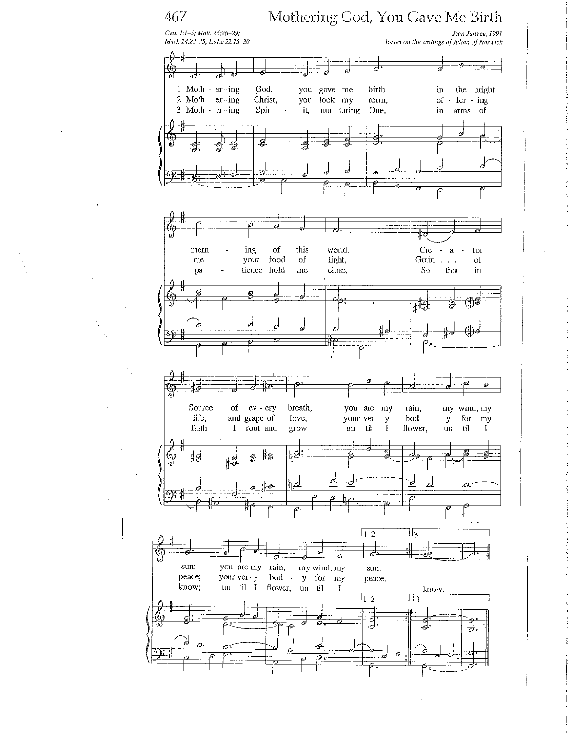# Mothering God, You Gave Me Birth

Gen. 1:1–5; Matt. 26:26–29; Mark 14:22–25; Luke 22:15–20

*Jean Janzen, 1991*
*Based on the writings of Julian of Norwich*

1 Moth - er - ing God, you gave me birth in the bright morn - ing of this world. Cre - a - tor, Source of ev - ery breath, you are my rain, my wind, my sun; you are my rain, my wind, my sun.

2 Moth - er - ing Christ, you took my form, of - fer - ing me your food of light, Grain . . . of life, and grape of love, your ver - y bod - y for my peace; your ver - y bod - y for my peace.

3 Moth - er - ing Spir - it, nur - turing One, in arms of pa - tience hold me close, So that in faith I root and grow un - til I flower, un - til I know; un - til I flower, un - til I know.